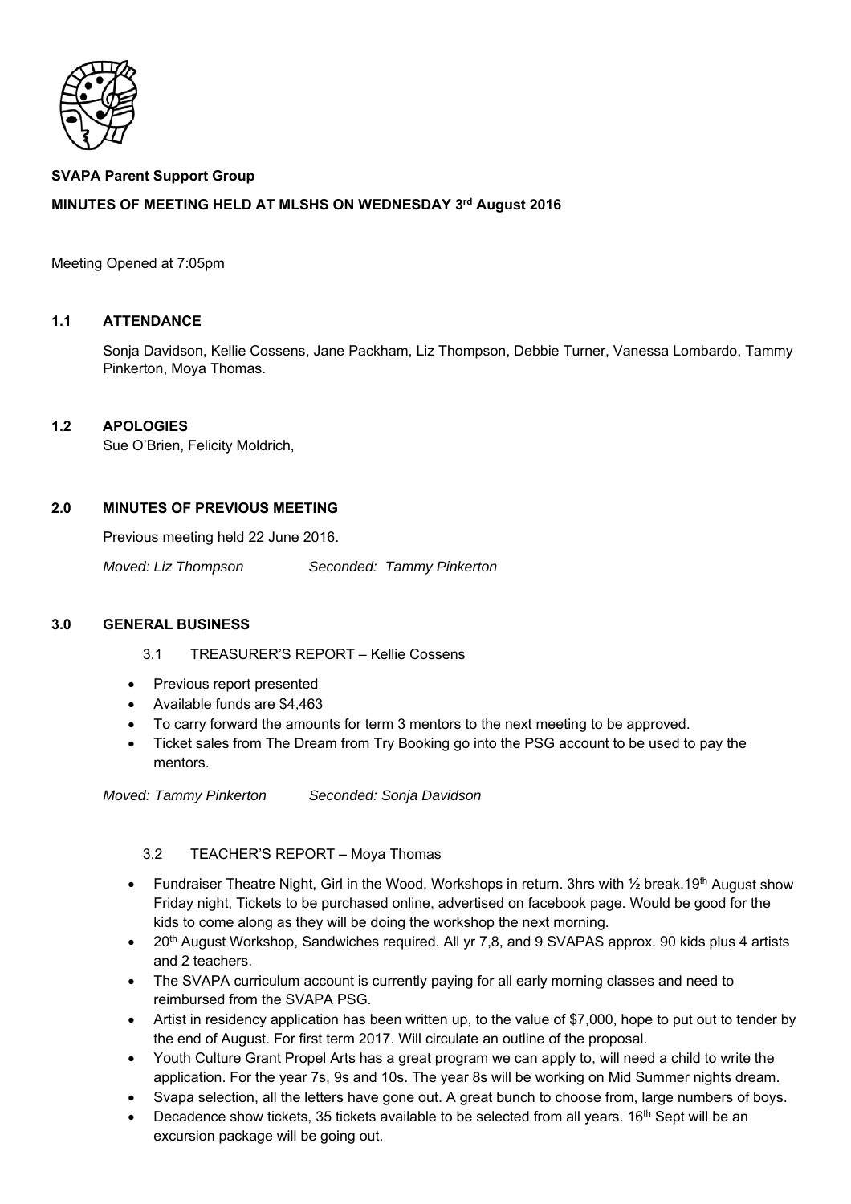**SVAPA Parent Support Group**

**MINUTES OF MEETING HELD AT MLSHS ON WEDNESDAY 3rd August 2016**

Meeting Opened at 7:05pm

**1.1 ATTENDANCE**

Sonja Davidson, Kellie Cossens, Jane Packham, Liz Thompson, Debbie Turner, Vanessa Lombardo, Tammy Pinkerton, Moya Thomas.

**1.2 APOLOGIES**

Sue O'Brien, Felicity Moldrich,

**2.0 MINUTES OF PREVIOUS MEETING**

Previous meeting held 22 June 2016.

*Moved: Liz Thompson* *Seconded: Tammy Pinkerton*

**3.0 GENERAL BUSINESS**

3.1 TREASURER'S REPORT – Kellie Cossens

- Previous report presented
- Available funds are $4,463
- To carry forward the amounts for term 3 mentors to the next meeting to be approved.
- Ticket sales from The Dream from Try Booking go into the PSG account to be used to pay the mentors.

*Moved: Tammy Pinkerton* *Seconded: Sonja Davidson*

3.2 TEACHER'S REPORT – Moya Thomas

- Fundraiser Theatre Night, Girl in the Wood, Workshops in return. 3hrs with ½ break.19th August show Friday night, Tickets to be purchased online, advertised on facebook page. Would be good for the kids to come along as they will be doing the workshop the next morning.
- 20th August Workshop, Sandwiches required. All yr 7,8, and 9 SVAPAS approx. 90 kids plus 4 artists and 2 teachers.
- The SVAPA curriculum account is currently paying for all early morning classes and need to reimbursed from the SVAPA PSG.
- Artist in residency application has been written up, to the value of $7,000, hope to put out to tender by the end of August. For first term 2017. Will circulate an outline of the proposal.
- Youth Culture Grant Propel Arts has a great program we can apply to, will need a child to write the application. For the year 7s, 9s and 10s. The year 8s will be working on Mid Summer nights dream.
- Svapa selection, all the letters have gone out. A great bunch to choose from, large numbers of boys.
- Decadence show tickets, 35 tickets available to be selected from all years. 16th Sept will be an excursion package will be going out.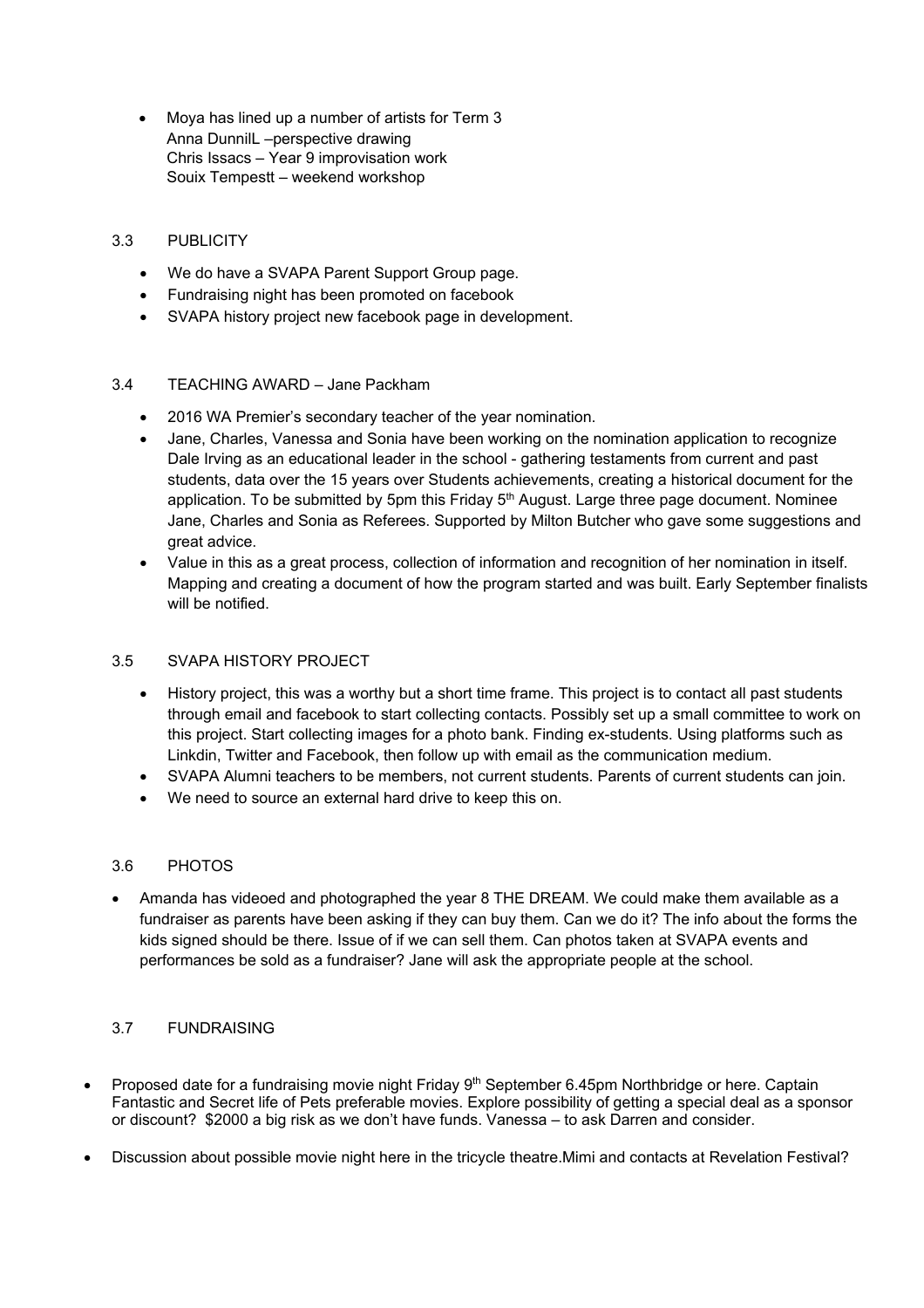- Moya has lined up a number of artists for Term 3
  Anna DunnilL –perspective drawing
  Chris Issacs – Year 9 improvisation work
  Souix Tempestt – weekend workshop

### 3.3 PUBLICITY

- We do have a SVAPA Parent Support Group page.
- Fundraising night has been promoted on facebook
- SVAPA history project new facebook page in development.

### 3.4 TEACHING AWARD – Jane Packham

- 2016 WA Premier's secondary teacher of the year nomination.
- Jane, Charles, Vanessa and Sonia have been working on the nomination application to recognize Dale Irving as an educational leader in the school - gathering testaments from current and past students, data over the 15 years over Students achievements, creating a historical document for the application. To be submitted by 5pm this Friday 5th August. Large three page document. Nominee Jane, Charles and Sonia as Referees. Supported by Milton Butcher who gave some suggestions and great advice.
- Value in this as a great process, collection of information and recognition of her nomination in itself. Mapping and creating a document of how the program started and was built. Early September finalists will be notified.

### 3.5 SVAPA HISTORY PROJECT

- History project, this was a worthy but a short time frame. This project is to contact all past students through email and facebook to start collecting contacts. Possibly set up a small committee to work on this project. Start collecting images for a photo bank. Finding ex-students. Using platforms such as Linkdin, Twitter and Facebook, then follow up with email as the communication medium.
- SVAPA Alumni teachers to be members, not current students. Parents of current students can join.
- We need to source an external hard drive to keep this on.

### 3.6 PHOTOS

- Amanda has videoed and photographed the year 8 THE DREAM. We could make them available as a fundraiser as parents have been asking if they can buy them. Can we do it? The info about the forms the kids signed should be there. Issue of if we can sell them. Can photos taken at SVAPA events and performances be sold as a fundraiser? Jane will ask the appropriate people at the school.

### 3.7 FUNDRAISING

- Proposed date for a fundraising movie night Friday 9th September 6.45pm Northbridge or here. Captain Fantastic and Secret life of Pets preferable movies. Explore possibility of getting a special deal as a sponsor or discount? $2000 a big risk as we don't have funds. Vanessa – to ask Darren and consider.
- Discussion about possible movie night here in the tricycle theatre.Mimi and contacts at Revelation Festival?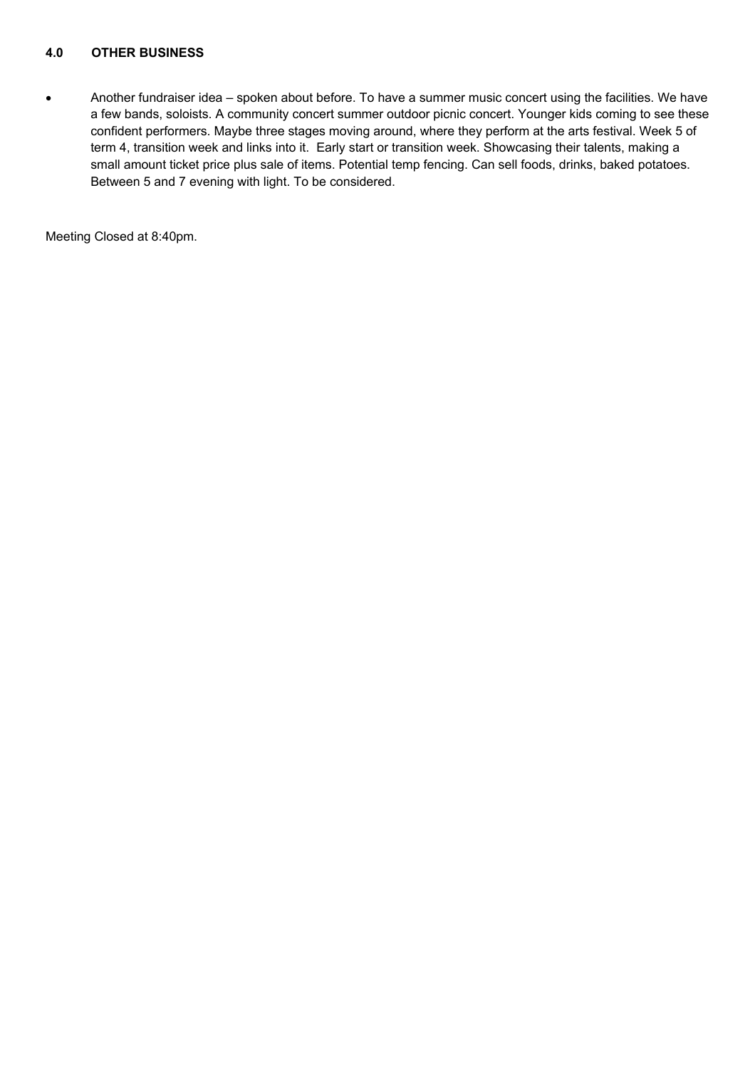#### 4.0 OTHER BUSINESS

- Another fundraiser idea – spoken about before. To have a summer music concert using the facilities. We have a few bands, soloists. A community concert summer outdoor picnic concert. Younger kids coming to see these confident performers. Maybe three stages moving around, where they perform at the arts festival. Week 5 of term 4, transition week and links into it.  Early start or transition week. Showcasing their talents, making a small amount ticket price plus sale of items. Potential temp fencing. Can sell foods, drinks, baked potatoes. Between 5 and 7 evening with light. To be considered.

Meeting Closed at 8:40pm.